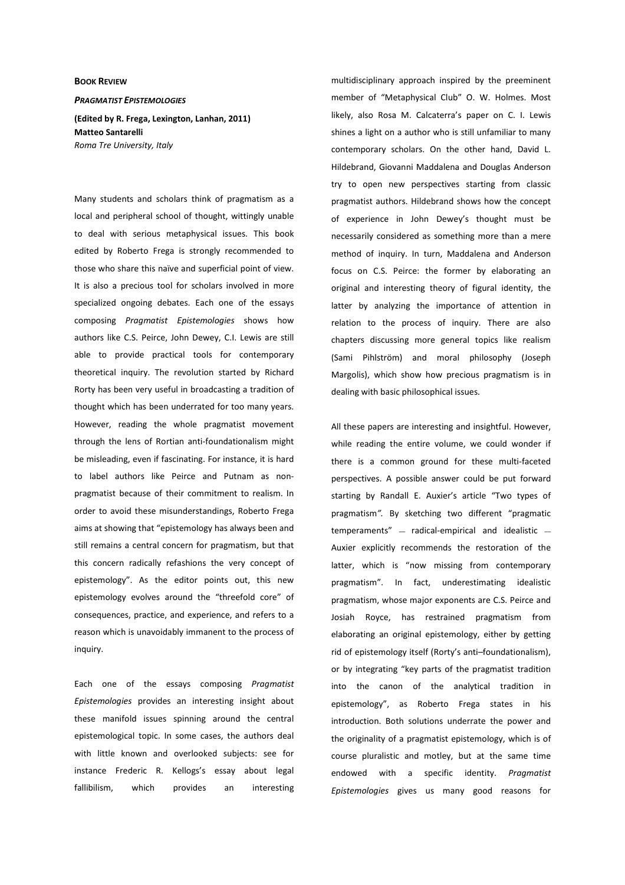**BOOK REVIEW**

***PRAGMATIST EPISTEMOLOGIES***

**(Edited by R. Frega, Lexington, Lanhan, 2011)**
**Matteo Santarelli**
*Roma Tre University, Italy*

Many students and scholars think of pragmatism as a local and peripheral school of thought, wittingly unable to deal with serious metaphysical issues. This book edited by Roberto Frega is strongly recommended to those who share this naïve and superficial point of view. It is also a precious tool for scholars involved in more specialized ongoing debates. Each one of the essays composing *Pragmatist Epistemologies* shows how authors like C.S. Peirce, John Dewey, C.I. Lewis are still able to provide practical tools for contemporary theoretical inquiry. The revolution started by Richard Rorty has been very useful in broadcasting a tradition of thought which has been underrated for too many years. However, reading the whole pragmatist movement through the lens of Rortian anti-foundationalism might be misleading, even if fascinating. For instance, it is hard to label authors like Peirce and Putnam as non-pragmatist because of their commitment to realism. In order to avoid these misunderstandings, Roberto Frega aims at showing that "epistemology has always been and still remains a central concern for pragmatism, but that this concern radically refashions the very concept of epistemology". As the editor points out, this new epistemology evolves around the "threefold core" of consequences, practice, and experience, and refers to a reason which is unavoidably immanent to the process of inquiry.

Each one of the essays composing *Pragmatist Epistemologies* provides an interesting insight about these manifold issues spinning around the central epistemological topic. In some cases, the authors deal with little known and overlooked subjects: see for instance Frederic R. Kellogs's essay about legal fallibilism, which provides an interesting multidisciplinary approach inspired by the preeminent member of "Metaphysical Club" O. W. Holmes. Most likely, also Rosa M. Calcaterra's paper on C. I. Lewis shines a light on a author who is still unfamiliar to many contemporary scholars. On the other hand, David L. Hildebrand, Giovanni Maddalena and Douglas Anderson try to open new perspectives starting from classic pragmatist authors. Hildebrand shows how the concept of experience in John Dewey's thought must be necessarily considered as something more than a mere method of inquiry. In turn, Maddalena and Anderson focus on C.S. Peirce: the former by elaborating an original and interesting theory of figural identity, the latter by analyzing the importance of attention in relation to the process of inquiry. There are also chapters discussing more general topics like realism (Sami Pihlström) and moral philosophy (Joseph Margolis), which show how precious pragmatism is in dealing with basic philosophical issues.

All these papers are interesting and insightful. However, while reading the entire volume, we could wonder if there is a common ground for these multi-faceted perspectives. A possible answer could be put forward starting by Randall E. Auxier's article "Two types of pragmatism*"*. By sketching two different "pragmatic temperaments" — radical-empirical and idealistic — Auxier explicitly recommends the restoration of the latter, which is "now missing from contemporary pragmatism". In fact, underestimating idealistic pragmatism, whose major exponents are C.S. Peirce and Josiah Royce, has restrained pragmatism from elaborating an original epistemology, either by getting rid of epistemology itself (Rorty's anti–foundationalism), or by integrating "key parts of the pragmatist tradition into the canon of the analytical tradition in epistemology", as Roberto Frega states in his introduction. Both solutions underrate the power and the originality of a pragmatist epistemology, which is of course pluralistic and motley, but at the same time endowed with a specific identity. *Pragmatist Epistemologies* gives us many good reasons for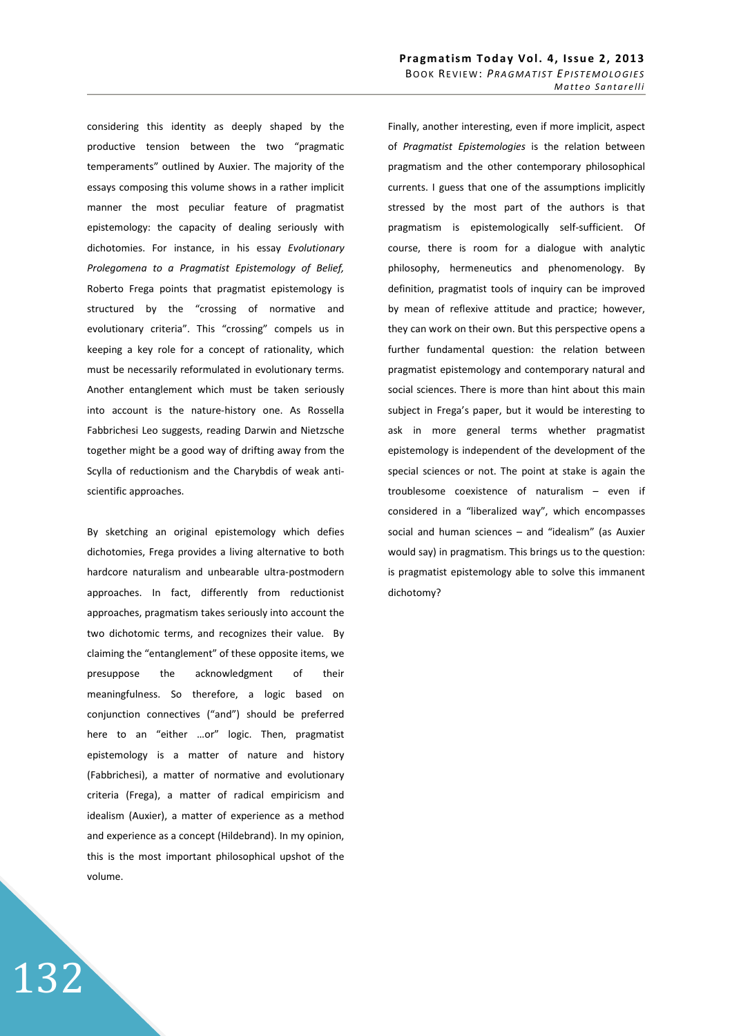considering this identity as deeply shaped by the productive tension between the two "pragmatic temperaments" outlined by Auxier. The majority of the essays composing this volume shows in a rather implicit manner the most peculiar feature of pragmatist epistemology: the capacity of dealing seriously with dichotomies. For instance, in his essay *Evolutionary Prolegomena to a Pragmatist Epistemology of Belief,* Roberto Frega points that pragmatist epistemology is structured by the "crossing of normative and evolutionary criteria". This "crossing" compels us in keeping a key role for a concept of rationality, which must be necessarily reformulated in evolutionary terms. Another entanglement which must be taken seriously into account is the nature-history one. As Rossella Fabbrichesi Leo suggests, reading Darwin and Nietzsche together might be a good way of drifting away from the Scylla of reductionism and the Charybdis of weak anti-scientific approaches.

By sketching an original epistemology which defies dichotomies, Frega provides a living alternative to both hardcore naturalism and unbearable ultra-postmodern approaches. In fact, differently from reductionist approaches, pragmatism takes seriously into account the two dichotomic terms, and recognizes their value. By claiming the "entanglement" of these opposite items, we presuppose the acknowledgment of their meaningfulness. So therefore, a logic based on conjunction connectives ("and") should be preferred here to an "either …or" logic. Then, pragmatist epistemology is a matter of nature and history (Fabbrichesi), a matter of normative and evolutionary criteria (Frega), a matter of radical empiricism and idealism (Auxier), a matter of experience as a method and experience as a concept (Hildebrand). In my opinion, this is the most important philosophical upshot of the volume.

Finally, another interesting, even if more implicit, aspect of *Pragmatist Epistemologies* is the relation between pragmatism and the other contemporary philosophical currents. I guess that one of the assumptions implicitly stressed by the most part of the authors is that pragmatism is epistemologically self-sufficient. Of course, there is room for a dialogue with analytic philosophy, hermeneutics and phenomenology. By definition, pragmatist tools of inquiry can be improved by mean of reflexive attitude and practice; however, they can work on their own. But this perspective opens a further fundamental question: the relation between pragmatist epistemology and contemporary natural and social sciences. There is more than hint about this main subject in Frega's paper, but it would be interesting to ask in more general terms whether pragmatist epistemology is independent of the development of the special sciences or not. The point at stake is again the troublesome coexistence of naturalism – even if considered in a "liberalized way", which encompasses social and human sciences – and "idealism" (as Auxier would say) in pragmatism. This brings us to the question: is pragmatist epistemology able to solve this immanent dichotomy?